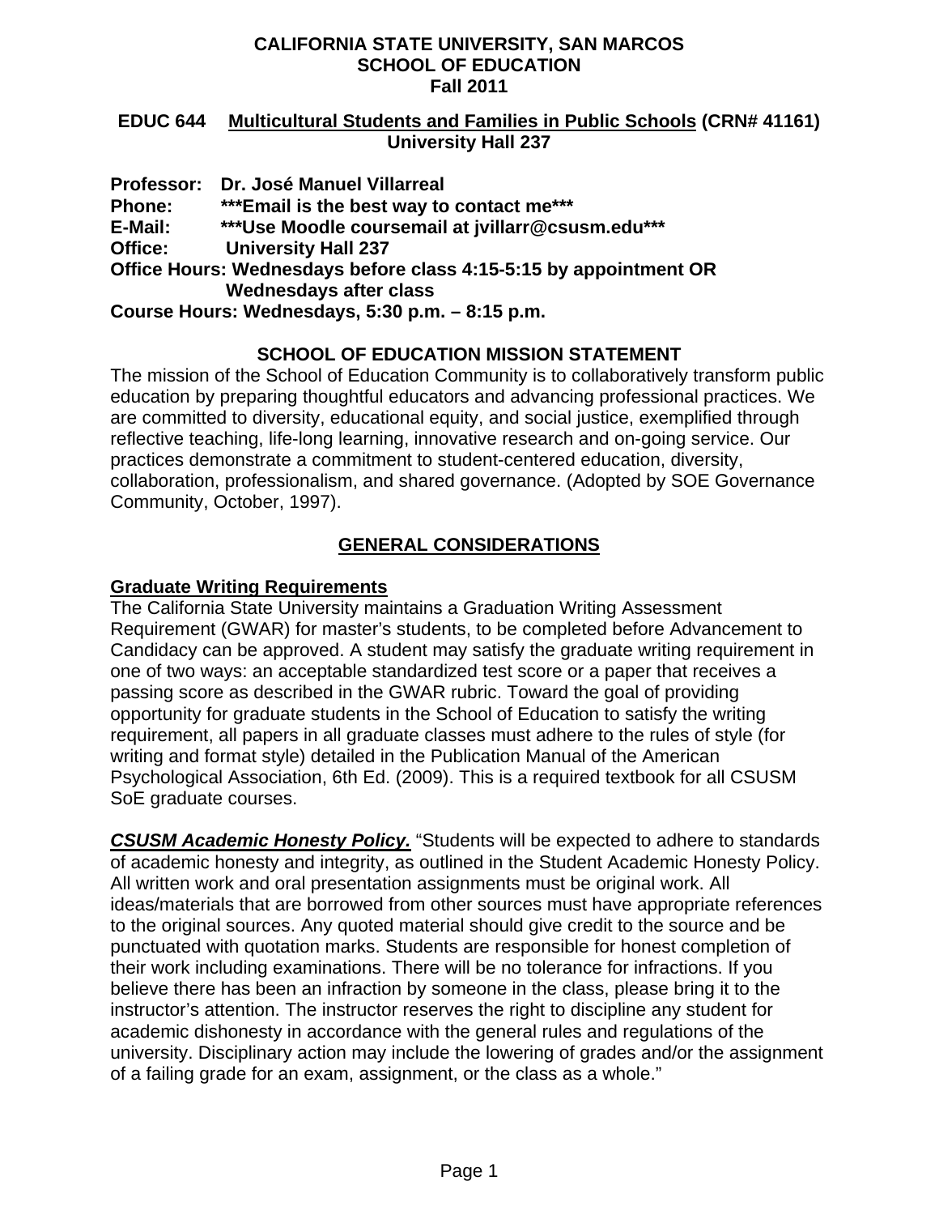**CALIFORNIA STATE UNIVERSITY, SAN MARCOS**
**SCHOOL OF EDUCATION**
**Fall 2011**

**EDUC 644 Multicultural Students and Families in Public Schools (CRN# 41161)**
**University Hall 237**

**Professor:** **Dr. José Manuel Villarreal**
**Phone:** ***Email is the best way to contact me*****
**E-Mail:** ***Use Moodle coursemail at jvillarr@csusm.edu*****
**Office:** **University Hall 237**
**Office Hours: Wednesdays before class 4:15-5:15 by appointment OR Wednesdays after class**
**Course Hours: Wednesdays, 5:30 p.m. – 8:15 p.m.**

## SCHOOL OF EDUCATION MISSION STATEMENT

The mission of the School of Education Community is to collaboratively transform public education by preparing thoughtful educators and advancing professional practices. We are committed to diversity, educational equity, and social justice, exemplified through reflective teaching, life-long learning, innovative research and on-going service. Our practices demonstrate a commitment to student-centered education, diversity, collaboration, professionalism, and shared governance. (Adopted by SOE Governance Community, October, 1997).

## GENERAL CONSIDERATIONS

### Graduate Writing Requirements

The California State University maintains a Graduation Writing Assessment Requirement (GWAR) for master's students, to be completed before Advancement to Candidacy can be approved. A student may satisfy the graduate writing requirement in one of two ways: an acceptable standardized test score or a paper that receives a passing score as described in the GWAR rubric. Toward the goal of providing opportunity for graduate students in the School of Education to satisfy the writing requirement, all papers in all graduate classes must adhere to the rules of style (for writing and format style) detailed in the Publication Manual of the American Psychological Association, 6th Ed. (2009). This is a required textbook for all CSUSM SoE graduate courses.

***CSUSM Academic Honesty Policy.*** "Students will be expected to adhere to standards of academic honesty and integrity, as outlined in the Student Academic Honesty Policy. All written work and oral presentation assignments must be original work. All ideas/materials that are borrowed from other sources must have appropriate references to the original sources. Any quoted material should give credit to the source and be punctuated with quotation marks. Students are responsible for honest completion of their work including examinations. There will be no tolerance for infractions. If you believe there has been an infraction by someone in the class, please bring it to the instructor's attention. The instructor reserves the right to discipline any student for academic dishonesty in accordance with the general rules and regulations of the university. Disciplinary action may include the lowering of grades and/or the assignment of a failing grade for an exam, assignment, or the class as a whole."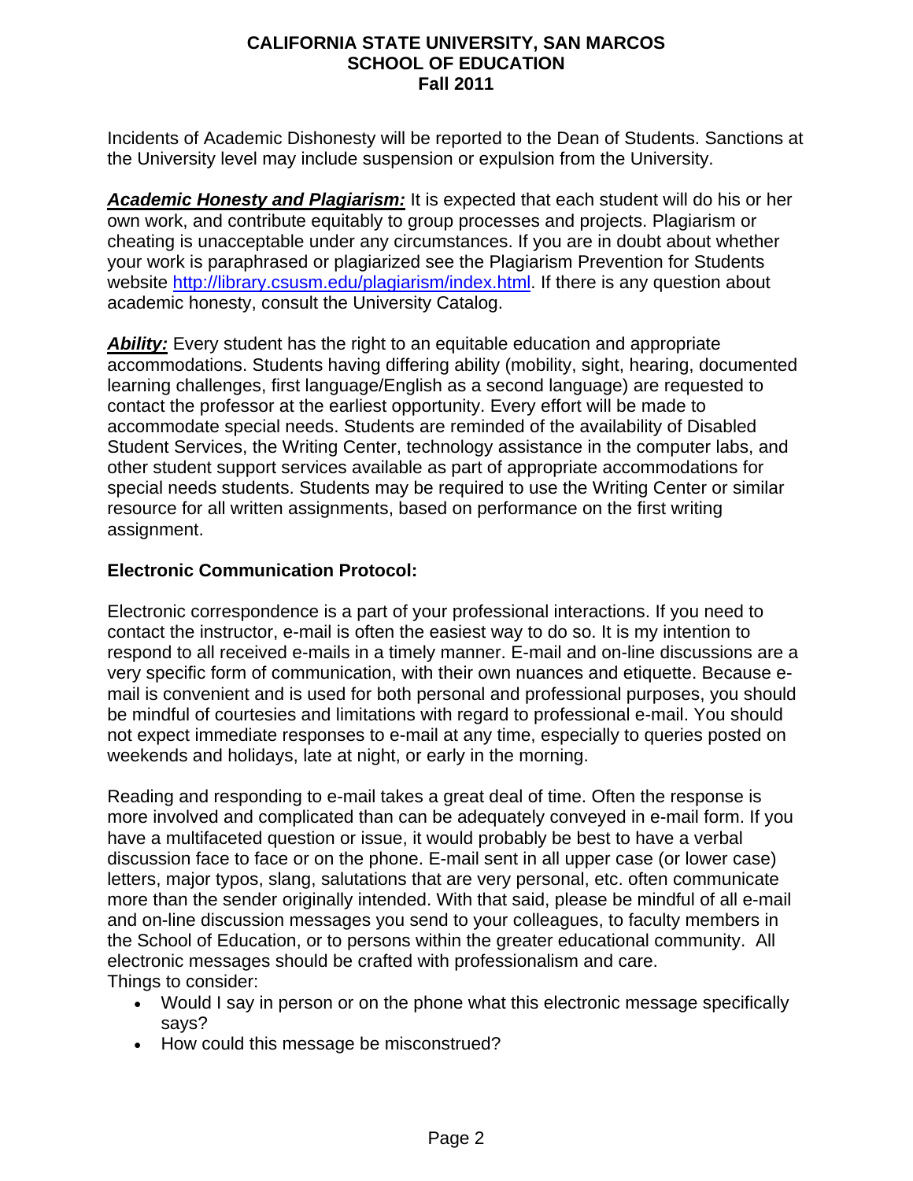Incidents of Academic Dishonesty will be reported to the Dean of Students. Sanctions at the University level may include suspension or expulsion from the University.

***Academic Honesty and Plagiarism:*** It is expected that each student will do his or her own work, and contribute equitably to group processes and projects. Plagiarism or cheating is unacceptable under any circumstances. If you are in doubt about whether your work is paraphrased or plagiarized see the Plagiarism Prevention for Students website http://library.csusm.edu/plagiarism/index.html. If there is any question about academic honesty, consult the University Catalog.

***Ability:*** Every student has the right to an equitable education and appropriate accommodations. Students having differing ability (mobility, sight, hearing, documented learning challenges, first language/English as a second language) are requested to contact the professor at the earliest opportunity. Every effort will be made to accommodate special needs. Students are reminded of the availability of Disabled Student Services, the Writing Center, technology assistance in the computer labs, and other student support services available as part of appropriate accommodations for special needs students. Students may be required to use the Writing Center or similar resource for all written assignments, based on performance on the first writing assignment.

**Electronic Communication Protocol:**

Electronic correspondence is a part of your professional interactions. If you need to contact the instructor, e-mail is often the easiest way to do so. It is my intention to respond to all received e-mails in a timely manner. E-mail and on-line discussions are a very specific form of communication, with their own nuances and etiquette. Because e-mail is convenient and is used for both personal and professional purposes, you should be mindful of courtesies and limitations with regard to professional e-mail. You should not expect immediate responses to e-mail at any time, especially to queries posted on weekends and holidays, late at night, or early in the morning.

Reading and responding to e-mail takes a great deal of time. Often the response is more involved and complicated than can be adequately conveyed in e-mail form. If you have a multifaceted question or issue, it would probably be best to have a verbal discussion face to face or on the phone. E-mail sent in all upper case (or lower case) letters, major typos, slang, salutations that are very personal, etc. often communicate more than the sender originally intended. With that said, please be mindful of all e-mail and on-line discussion messages you send to your colleagues, to faculty members in the School of Education, or to persons within the greater educational community. All electronic messages should be crafted with professionalism and care.
Things to consider:

- Would I say in person or on the phone what this electronic message specifically says?
- How could this message be misconstrued?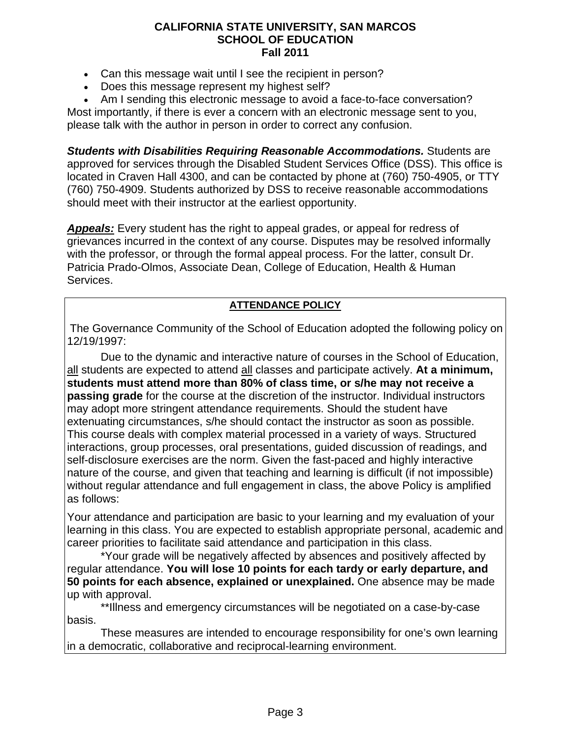- Can this message wait until I see the recipient in person?
- Does this message represent my highest self?
- Am I sending this electronic message to avoid a face-to-face conversation?

Most importantly, if there is ever a concern with an electronic message sent to you, please talk with the author in person in order to correct any confusion.

***Students with Disabilities Requiring Reasonable Accommodations.*** Students are approved for services through the Disabled Student Services Office (DSS). This office is located in Craven Hall 4300, and can be contacted by phone at (760) 750-4905, or TTY (760) 750-4909. Students authorized by DSS to receive reasonable accommodations should meet with their instructor at the earliest opportunity.

***Appeals:*** Every student has the right to appeal grades, or appeal for redress of grievances incurred in the context of any course. Disputes may be resolved informally with the professor, or through the formal appeal process. For the latter, consult Dr. Patricia Prado-Olmos, Associate Dean, College of Education, Health & Human Services.

**ATTENDANCE POLICY**

The Governance Community of the School of Education adopted the following policy on 12/19/1997:

Due to the dynamic and interactive nature of courses in the School of Education, all students are expected to attend all classes and participate actively. **At a minimum, students must attend more than 80% of class time, or s/he may not receive a passing grade** for the course at the discretion of the instructor. Individual instructors may adopt more stringent attendance requirements. Should the student have extenuating circumstances, s/he should contact the instructor as soon as possible. This course deals with complex material processed in a variety of ways. Structured interactions, group processes, oral presentations, guided discussion of readings, and self-disclosure exercises are the norm. Given the fast-paced and highly interactive nature of the course, and given that teaching and learning is difficult (if not impossible) without regular attendance and full engagement in class, the above Policy is amplified as follows:

Your attendance and participation are basic to your learning and my evaluation of your learning in this class. You are expected to establish appropriate personal, academic and career priorities to facilitate said attendance and participation in this class.

*Your grade will be negatively affected by absences and positively affected by regular attendance. **You will lose 10 points for each tardy or early departure, and 50 points for each absence, explained or unexplained.** One absence may be made up with approval.

**Illness and emergency circumstances will be negotiated on a case-by-case basis.

These measures are intended to encourage responsibility for one's own learning in a democratic, collaborative and reciprocal-learning environment.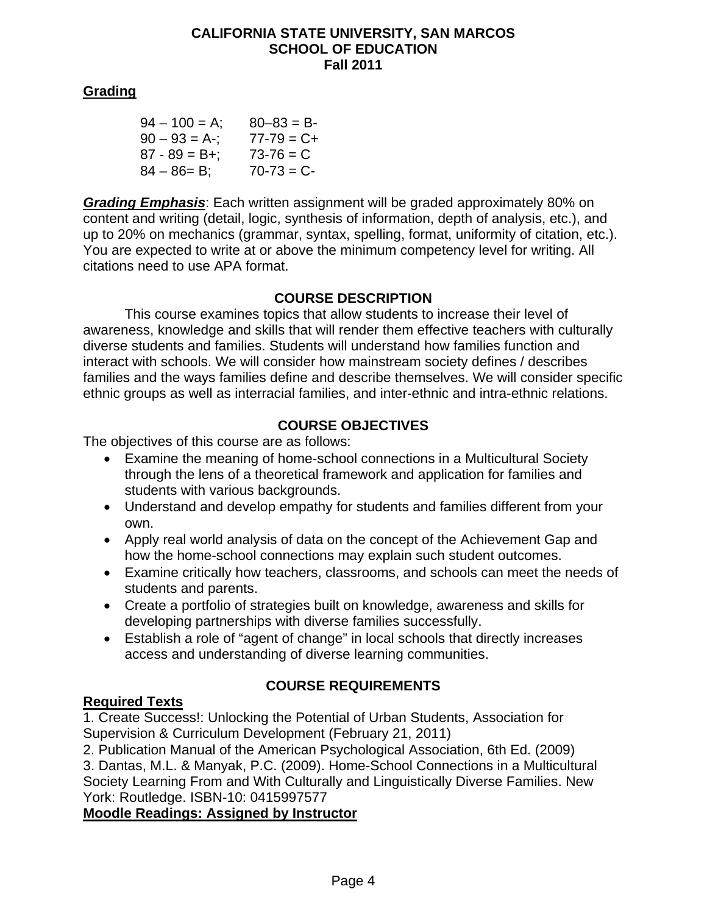## Grading

| | |
|---|---|
| 94 – 100 = A; | 80–83 = B- |
| 90 – 93 = A-; | 77-79 = C+ |
| 87 - 89 = B+; | 73-76 = C |
| 84 – 86= B; | 70-73 = C- |

***Grading Emphasis***: Each written assignment will be graded approximately 80% on content and writing (detail, logic, synthesis of information, depth of analysis, etc.), and up to 20% on mechanics (grammar, syntax, spelling, format, uniformity of citation, etc.). You are expected to write at or above the minimum competency level for writing. All citations need to use APA format.

## COURSE DESCRIPTION

This course examines topics that allow students to increase their level of awareness, knowledge and skills that will render them effective teachers with culturally diverse students and families. Students will understand how families function and interact with schools. We will consider how mainstream society defines / describes families and the ways families define and describe themselves. We will consider specific ethnic groups as well as interracial families, and inter-ethnic and intra-ethnic relations.

## COURSE OBJECTIVES

The objectives of this course are as follows:

- Examine the meaning of home-school connections in a Multicultural Society through the lens of a theoretical framework and application for families and students with various backgrounds.
- Understand and develop empathy for students and families different from your own.
- Apply real world analysis of data on the concept of the Achievement Gap and how the home-school connections may explain such student outcomes.
- Examine critically how teachers, classrooms, and schools can meet the needs of students and parents.
- Create a portfolio of strategies built on knowledge, awareness and skills for developing partnerships with diverse families successfully.
- Establish a role of "agent of change" in local schools that directly increases access and understanding of diverse learning communities.

## COURSE REQUIREMENTS

### Required Texts

1. Create Success!: Unlocking the Potential of Urban Students, Association for Supervision & Curriculum Development (February 21, 2011)
2. Publication Manual of the American Psychological Association, 6th Ed. (2009)
3. Dantas, M.L. & Manyak, P.C. (2009). Home-School Connections in a Multicultural Society Learning From and With Culturally and Linguistically Diverse Families. New York: Routledge. ISBN-10: 0415997577

### Moodle Readings: Assigned by Instructor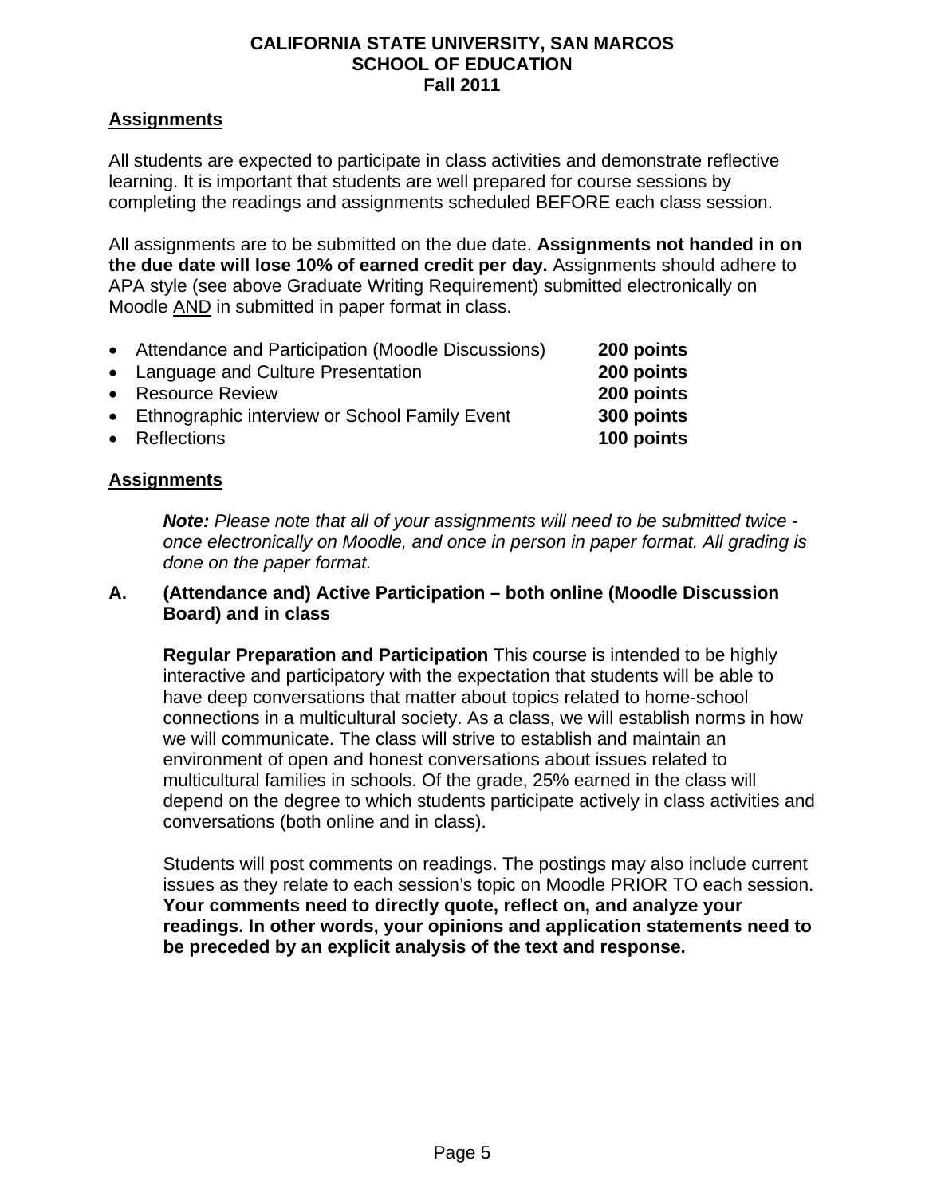## Assignments

All students are expected to participate in class activities and demonstrate reflective learning. It is important that students are well prepared for course sessions by completing the readings and assignments scheduled BEFORE each class session.

All assignments are to be submitted on the due date. **Assignments not handed in on the due date will lose 10% of earned credit per day.** Assignments should adhere to APA style (see above Graduate Writing Requirement) submitted electronically on Moodle <u>AND</u> in submitted in paper format in class.

- Attendance and Participation (Moodle Discussions) **200 points**
- Language and Culture Presentation **200 points**
- Resource Review **200 points**
- Ethnographic interview or School Family Event **300 points**
- Reflections **100 points**

## Assignments

> ***Note:*** *Please note that all of your assignments will need to be submitted twice - once electronically on Moodle, and once in person in paper format. All grading is done on the paper format.*

### A. (Attendance and) Active Participation – both online (Moodle Discussion Board) and in class

**Regular Preparation and Participation** This course is intended to be highly interactive and participatory with the expectation that students will be able to have deep conversations that matter about topics related to home-school connections in a multicultural society. As a class, we will establish norms in how we will communicate. The class will strive to establish and maintain an environment of open and honest conversations about issues related to multicultural families in schools. Of the grade, 25% earned in the class will depend on the degree to which students participate actively in class activities and conversations (both online and in class).

Students will post comments on readings. The postings may also include current issues as they relate to each session's topic on Moodle PRIOR TO each session. **Your comments need to directly quote, reflect on, and analyze your readings. In other words, your opinions and application statements need to be preceded by an explicit analysis of the text and response.**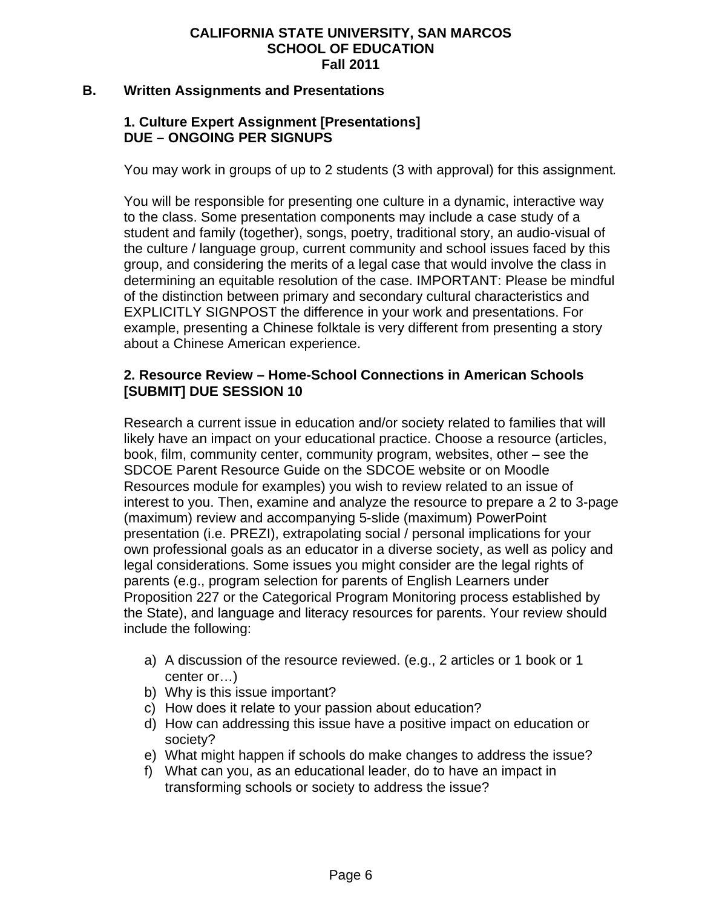## B. Written Assignments and Presentations

### 1. Culture Expert Assignment [Presentations]
### DUE – ONGOING PER SIGNUPS

You may work in groups of up to 2 students (3 with approval) for this assignment.

You will be responsible for presenting one culture in a dynamic, interactive way to the class. Some presentation components may include a case study of a student and family (together), songs, poetry, traditional story, an audio-visual of the culture / language group, current community and school issues faced by this group, and considering the merits of a legal case that would involve the class in determining an equitable resolution of the case. IMPORTANT: Please be mindful of the distinction between primary and secondary cultural characteristics and EXPLICITLY SIGNPOST the difference in your work and presentations. For example, presenting a Chinese folktale is very different from presenting a story about a Chinese American experience.

### 2. Resource Review – Home-School Connections in American Schools [SUBMIT] DUE SESSION 10

Research a current issue in education and/or society related to families that will likely have an impact on your educational practice. Choose a resource (articles, book, film, community center, community program, websites, other – see the SDCOE Parent Resource Guide on the SDCOE website or on Moodle Resources module for examples) you wish to review related to an issue of interest to you. Then, examine and analyze the resource to prepare a 2 to 3-page (maximum) review and accompanying 5-slide (maximum) PowerPoint presentation (i.e. PREZI), extrapolating social / personal implications for your own professional goals as an educator in a diverse society, as well as policy and legal considerations. Some issues you might consider are the legal rights of parents (e.g., program selection for parents of English Learners under Proposition 227 or the Categorical Program Monitoring process established by the State), and language and literacy resources for parents. Your review should include the following:

a) A discussion of the resource reviewed. (e.g., 2 articles or 1 book or 1 center or…)
b) Why is this issue important?
c) How does it relate to your passion about education?
d) How can addressing this issue have a positive impact on education or society?
e) What might happen if schools do make changes to address the issue?
f) What can you, as an educational leader, do to have an impact in transforming schools or society to address the issue?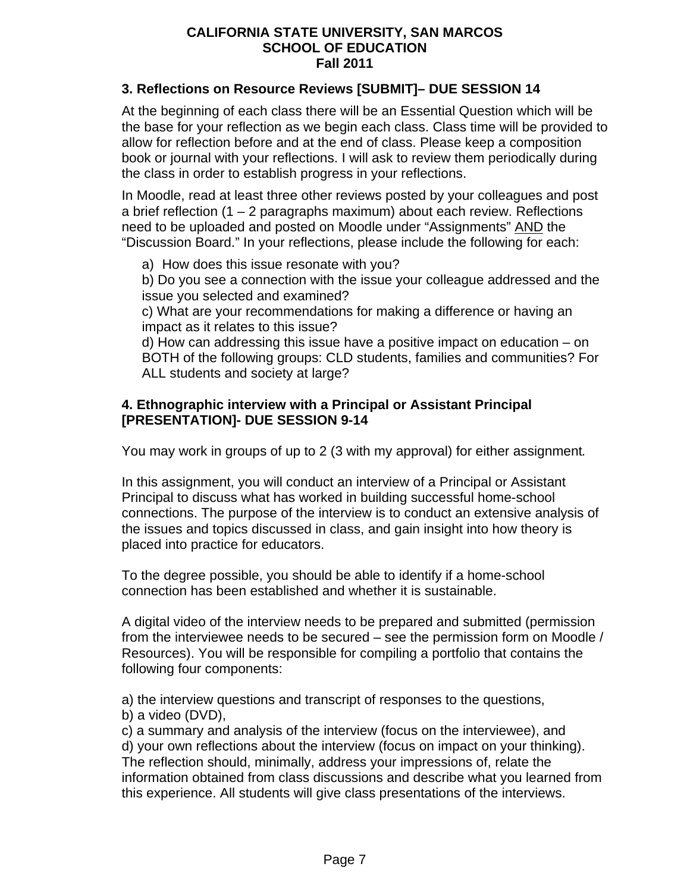### 3. Reflections on Resource Reviews [SUBMIT]– DUE SESSION 14

At the beginning of each class there will be an Essential Question which will be the base for your reflection as we begin each class. Class time will be provided to allow for reflection before and at the end of class. Please keep a composition book or journal with your reflections. I will ask to review them periodically during the class in order to establish progress in your reflections.

In Moodle, read at least three other reviews posted by your colleagues and post a brief reflection (1 – 2 paragraphs maximum) about each review. Reflections need to be uploaded and posted on Moodle under “Assignments” AND the “Discussion Board.” In your reflections, please include the following for each:

a) How does this issue resonate with you?
b) Do you see a connection with the issue your colleague addressed and the issue you selected and examined?
c) What are your recommendations for making a difference or having an impact as it relates to this issue?
d) How can addressing this issue have a positive impact on education – on BOTH of the following groups: CLD students, families and communities? For ALL students and society at large?

### 4. Ethnographic interview with a Principal or Assistant Principal [PRESENTATION]- DUE SESSION 9-14

You may work in groups of up to 2 (3 with my approval) for either assignment.

In this assignment, you will conduct an interview of a Principal or Assistant Principal to discuss what has worked in building successful home-school connections. The purpose of the interview is to conduct an extensive analysis of the issues and topics discussed in class, and gain insight into how theory is placed into practice for educators.

To the degree possible, you should be able to identify if a home-school connection has been established and whether it is sustainable.

A digital video of the interview needs to be prepared and submitted (permission from the interviewee needs to be secured – see the permission form on Moodle / Resources). You will be responsible for compiling a portfolio that contains the following four components:

a) the interview questions and transcript of responses to the questions,
b) a video (DVD),
c) a summary and analysis of the interview (focus on the interviewee), and
d) your own reflections about the interview (focus on impact on your thinking).
The reflection should, minimally, address your impressions of, relate the information obtained from class discussions and describe what you learned from this experience. All students will give class presentations of the interviews.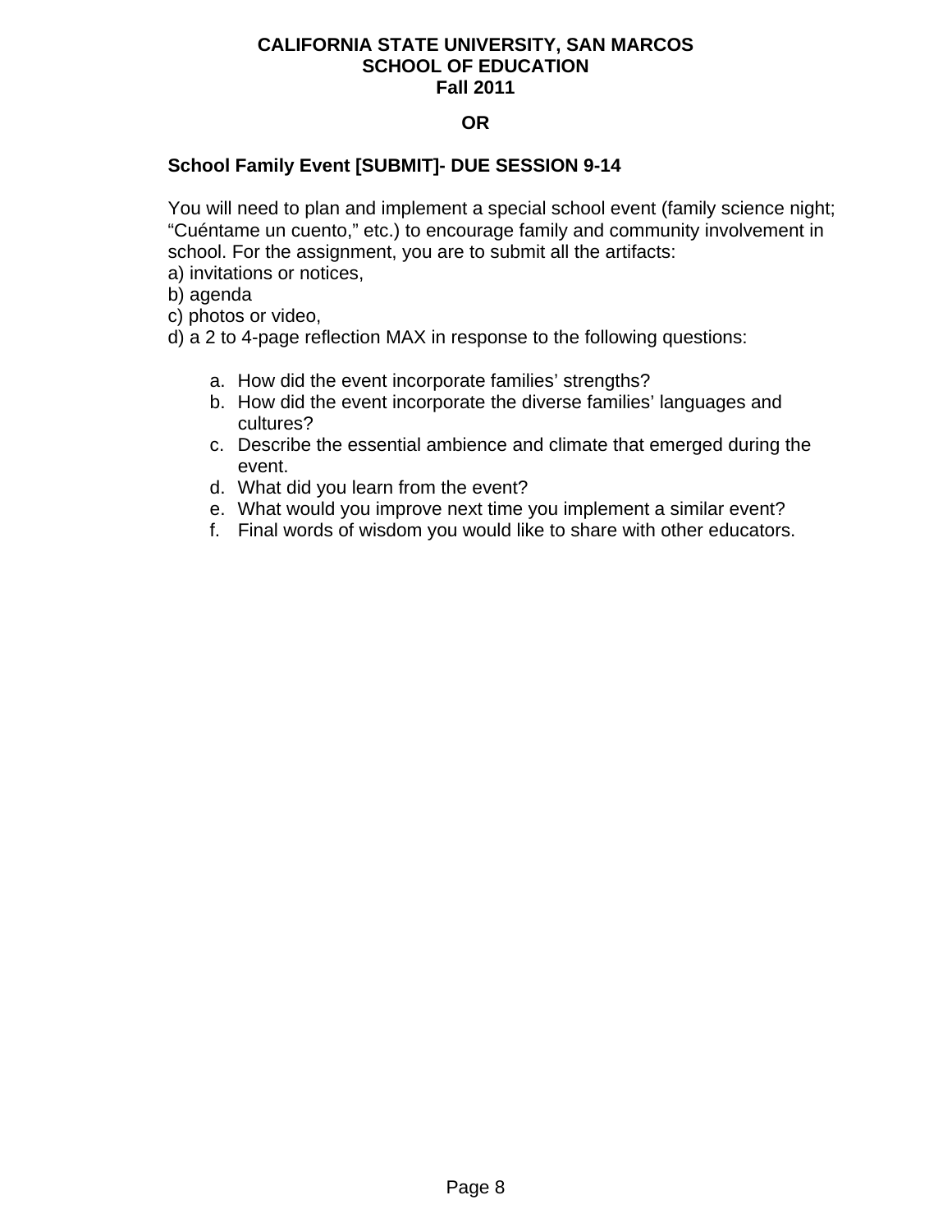**OR**

**School Family Event [SUBMIT]- DUE SESSION 9-14**

You will need to plan and implement a special school event (family science night; “Cuéntame un cuento,” etc.) to encourage family and community involvement in school. For the assignment, you are to submit all the artifacts:
a) invitations or notices,
b) agenda
c) photos or video,
d) a 2 to 4-page reflection MAX in response to the following questions:

a. How did the event incorporate families’ strengths?
b. How did the event incorporate the diverse families’ languages and cultures?
c. Describe the essential ambience and climate that emerged during the event.
d. What did you learn from the event?
e. What would you improve next time you implement a similar event?
f. Final words of wisdom you would like to share with other educators.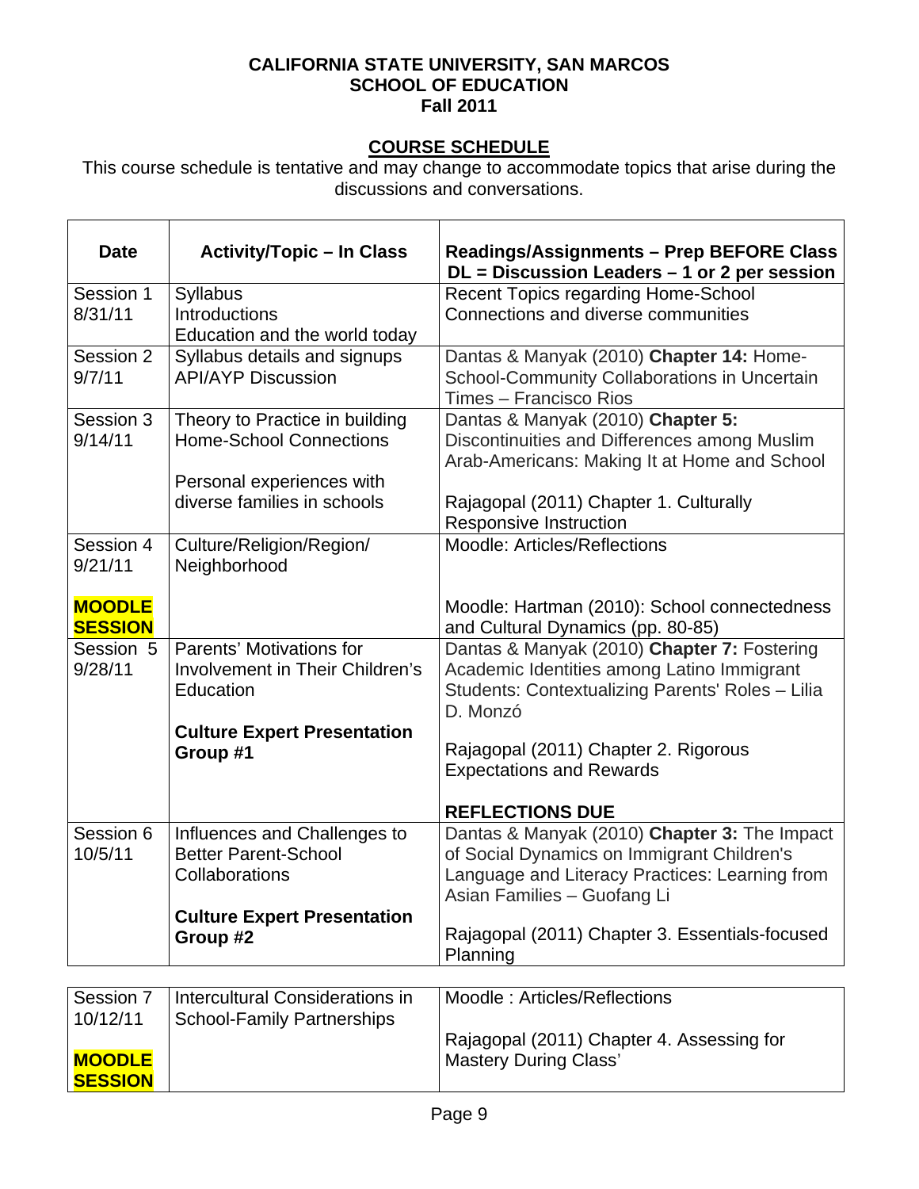**CALIFORNIA STATE UNIVERSITY, SAN MARCOS**
**SCHOOL OF EDUCATION**
**Fall 2011**

## COURSE SCHEDULE

This course schedule is tentative and may change to accommodate topics that arise during the discussions and conversations.

| Date | Activity/Topic – In Class | Readings/Assignments – Prep BEFORE Class DL = Discussion Leaders – 1 or 2 per session |
|---|---|---|
| Session 1 8/31/11 | Syllabus Introductions Education and the world today | Recent Topics regarding Home-School Connections and diverse communities |
| Session 2 9/7/11 | Syllabus details and signups API/AYP Discussion | Dantas & Manyak (2010) **Chapter 14:** Home-School-Community Collaborations in Uncertain Times – Francisco Rios |
| Session 3 9/14/11 | Theory to Practice in building Home-School Connections<br><br>Personal experiences with diverse families in schools | Dantas & Manyak (2010) **Chapter 5:** Discontinuities and Differences among Muslim Arab-Americans: Making It at Home and School<br><br>Rajagopal (2011) Chapter 1. Culturally Responsive Instruction |
| Session 4 9/21/11<br><br>**MOODLE SESSION** | Culture/Religion/Region/ Neighborhood | Moodle: Articles/Reflections<br><br>Moodle: Hartman (2010): School connectedness and Cultural Dynamics (pp. 80-85) |
| Session 5 9/28/11 | Parents' Motivations for Involvement in Their Children's Education<br><br>**Culture Expert Presentation Group #1** | Dantas & Manyak (2010) **Chapter 7:** Fostering Academic Identities among Latino Immigrant Students: Contextualizing Parents' Roles – Lilia D. Monzó<br><br>Rajagopal (2011) Chapter 2. Rigorous Expectations and Rewards<br><br>**REFLECTIONS DUE** |
| Session 6 10/5/11 | Influences and Challenges to Better Parent-School Collaborations<br><br>**Culture Expert Presentation Group #2** | Dantas & Manyak (2010) **Chapter 3:** The Impact of Social Dynamics on Immigrant Children's Language and Literacy Practices: Learning from Asian Families – Guofang Li<br><br>Rajagopal (2011) Chapter 3. Essentials-focused Planning |
| Session 7 10/12/11<br><br>**MOODLE SESSION** | Intercultural Considerations in School-Family Partnerships | Moodle : Articles/Reflections<br><br>Rajagopal (2011) Chapter 4. Assessing for Mastery During Class' |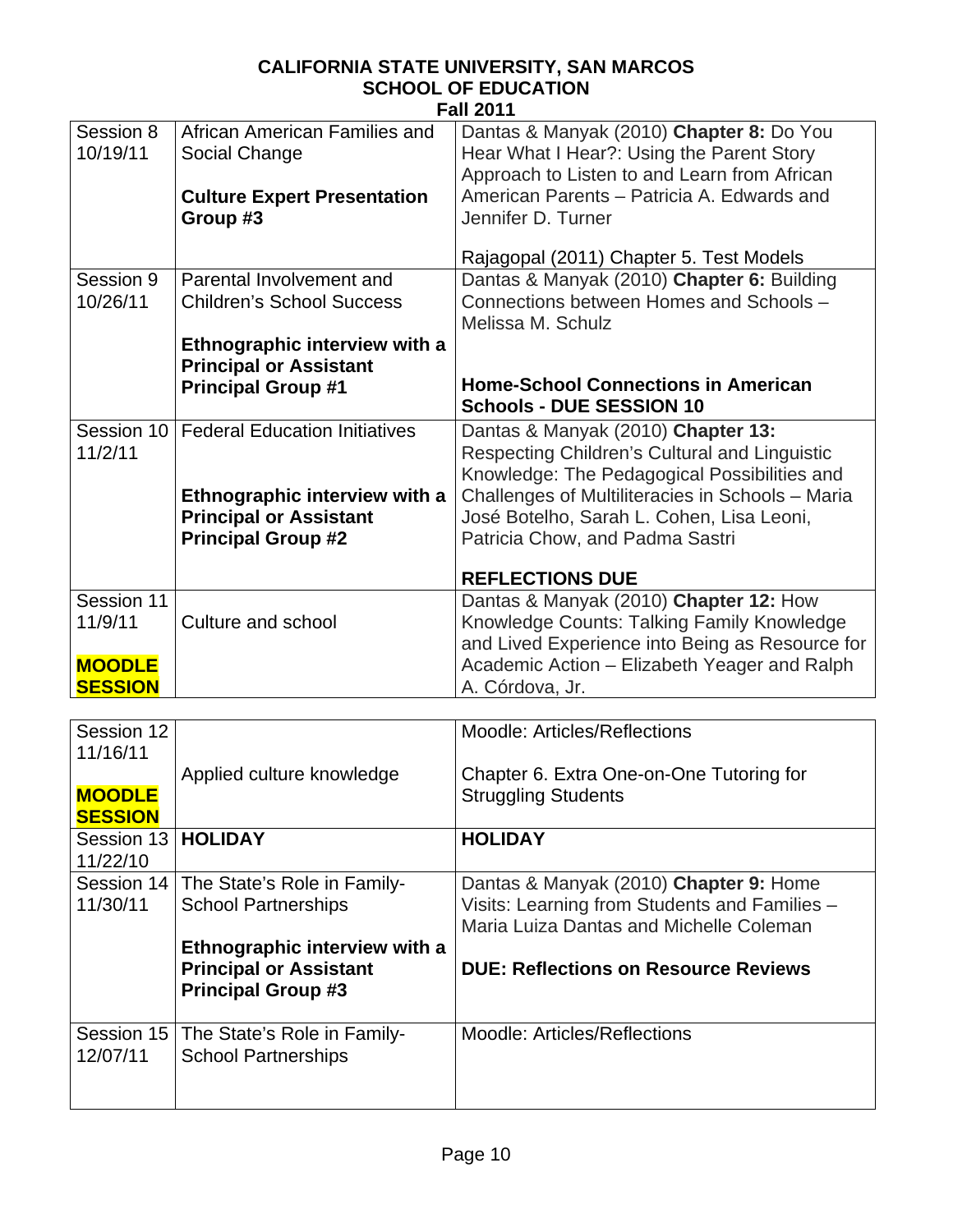| | | |
|---|---|---|
| Session 8 10/19/11 | African American Families and Social Change<br><br>**Culture Expert Presentation Group #3** | Dantas & Manyak (2010) **Chapter 8:** Do You Hear What I Hear?: Using the Parent Story Approach to Listen to and Learn from African American Parents – Patricia A. Edwards and Jennifer D. Turner<br><br>Rajagopal (2011) Chapter 5. Test Models |
| Session 9 10/26/11 | Parental Involvement and Children's School Success<br><br>**Ethnographic interview with a Principal or Assistant Principal Group #1** | Dantas & Manyak (2010) **Chapter 6:** Building Connections between Homes and Schools – Melissa M. Schulz<br><br>**Home-School Connections in American Schools - DUE SESSION 10** |
| Session 10 11/2/11 | Federal Education Initiatives<br><br>**Ethnographic interview with a Principal or Assistant Principal Group #2** | Dantas & Manyak (2010) **Chapter 13:** Respecting Children's Cultural and Linguistic Knowledge: The Pedagogical Possibilities and Challenges of Multiliteracies in Schools – Maria José Botelho, Sarah L. Cohen, Lisa Leoni, Patricia Chow, and Padma Sastri<br><br>**REFLECTIONS DUE** |
| Session 11 11/9/11<br><br>**MOODLE SESSION** | Culture and school | Dantas & Manyak (2010) **Chapter 12:** How Knowledge Counts: Talking Family Knowledge and Lived Experience into Being as Resource for Academic Action – Elizabeth Yeager and Ralph A. Córdova, Jr. |

| | | |
|---|---|---|
| Session 12 11/16/11<br><br>**MOODLE SESSION** | Applied culture knowledge | Moodle: Articles/Reflections<br><br>Chapter 6. Extra One-on-One Tutoring for Struggling Students |
| Session 13 11/22/10 | **HOLIDAY** | **HOLIDAY** |
| Session 14 11/30/11 | The State's Role in Family-School Partnerships<br><br>**Ethnographic interview with a Principal or Assistant Principal Group #3** | Dantas & Manyak (2010) **Chapter 9:** Home Visits: Learning from Students and Families – Maria Luiza Dantas and Michelle Coleman<br><br>**DUE: Reflections on Resource Reviews** |
| Session 15 12/07/11 | The State's Role in Family-School Partnerships | Moodle: Articles/Reflections |